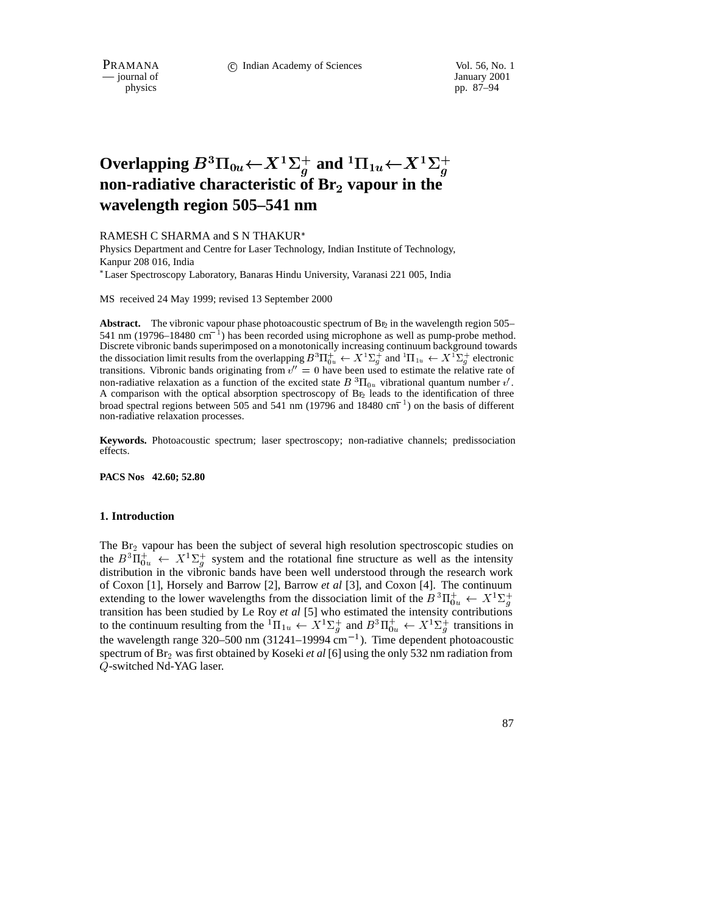# Overlapping $B^3\Pi_{0u} \leftarrow X^1\Sigma_g^+$ and $^1\Pi_{1u} \leftarrow X^1\Sigma_g^+$ non-radiative characteristic of $Br_2$ vapour in the wavelength region 505–541 nm

RAMESH C SHARMA and S N THAKUR*

Physics Department and Centre for Laser Technology, Indian Institute of Technology, Kanpur 208 016, India

*Laser Spectroscopy Laboratory, Banaras Hindu University, Varanasi 221 005, India

MS received 24 May 1999; revised 13 September 2000

**Abstract.** The vibronic vapour phase photoacoustic spectrum of $Br_2$ in the wavelength region 505–541 nm (19796–18480 $cm^{-1}$) has been recorded using microphone as well as pump-probe method. Discrete vibronic bands superimposed on a monotonically increasing continuum background towards the dissociation limit results from the overlapping $B^3\Pi_{0u}^+ \leftarrow X^1\Sigma_g^+$ and $^1\Pi_{1u} \leftarrow X^1\Sigma_g^+$ electronic transitions. Vibronic bands originating from $v'' = 0$ have been used to estimate the relative rate of non-radiative relaxation as a function of the excited state $B\,^3\Pi_{0u}$ vibrational quantum number $v'$. A comparison with the optical absorption spectroscopy of $Br_2$ leads to the identification of three broad spectral regions between 505 and 541 nm (19796 and 18480 $cm^{-1}$) on the basis of different non-radiative relaxation processes.

**Keywords.** Photoacoustic spectrum; laser spectroscopy; non-radiative channels; predissociation effects.

**PACS Nos 42.60; 52.80**

## 1. Introduction

The $Br_2$ vapour has been the subject of several high resolution spectroscopic studies on the $B^3\Pi_{0u}^+ \leftarrow X^1\Sigma_g^+$ system and the rotational fine structure as well as the intensity distribution in the vibronic bands have been well understood through the research work of Coxon [1], Horsely and Barrow [2], Barrow *et al* [3], and Coxon [4]. The continuum extending to the lower wavelengths from the dissociation limit of the $B\,^3\Pi_{0u}^+ \leftarrow X^1\Sigma_g^+$ transition has been studied by Le Roy *et al* [5] who estimated the intensity contributions to the continuum resulting from the $^1\Pi_{1u} \leftarrow X^1\Sigma_g^+$ and $B^3\Pi_{0u}^+ \leftarrow X^1\Sigma_g^+$ transitions in the wavelength range 320–500 nm (31241–19994 $cm^{-1}$). Time dependent photoacoustic spectrum of $Br_2$ was first obtained by Koseki *et al* [6] using the only 532 nm radiation from $Q$-switched Nd-YAG laser.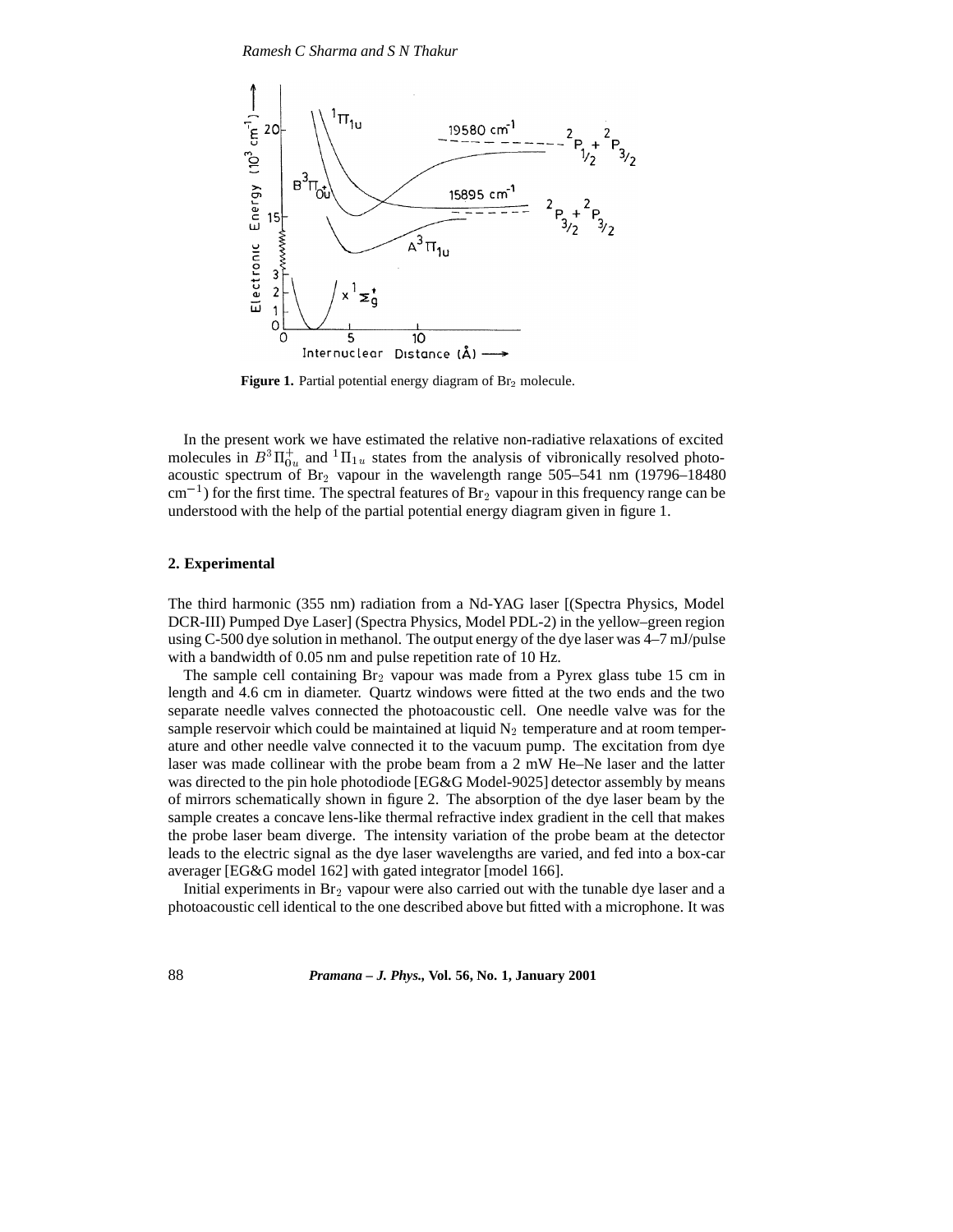**Figure 1.** Partial potential energy diagram of $Br_2$ molecule.

In the present work we have estimated the relative non-radiative relaxations of excited molecules in $B^3\Pi^+_{0u}$ and $^1\Pi_{1u}$ states from the analysis of vibronically resolved photoacoustic spectrum of $Br_2$ vapour in the wavelength range 505–541 nm (19796–18480 $cm^{-1}$) for the first time. The spectral features of $Br_2$ vapour in this frequency range can be understood with the help of the partial potential energy diagram given in figure 1.

## 2. Experimental

The third harmonic (355 nm) radiation from a Nd-YAG laser [(Spectra Physics, Model DCR-III) Pumped Dye Laser] (Spectra Physics, Model PDL-2) in the yellow–green region using C-500 dye solution in methanol. The output energy of the dye laser was 4–7 mJ/pulse with a bandwidth of 0.05 nm and pulse repetition rate of 10 Hz.

The sample cell containing $Br_2$ vapour was made from a Pyrex glass tube 15 cm in length and 4.6 cm in diameter. Quartz windows were fitted at the two ends and the two separate needle valves connected the photoacoustic cell. One needle valve was for the sample reservoir which could be maintained at liquid $N_2$ temperature and at room temperature and other needle valve connected it to the vacuum pump. The excitation from dye laser was made collinear with the probe beam from a 2 mW He–Ne laser and the latter was directed to the pin hole photodiode [EG&G Model-9025] detector assembly by means of mirrors schematically shown in figure 2. The absorption of the dye laser beam by the sample creates a concave lens-like thermal refractive index gradient in the cell that makes the probe laser beam diverge. The intensity variation of the probe beam at the detector leads to the electric signal as the dye laser wavelengths are varied, and fed into a box-car averager [EG&G model 162] with gated integrator [model 166].

Initial experiments in $Br_2$ vapour were also carried out with the tunable dye laser and a photoacoustic cell identical to the one described above but fitted with a microphone. It was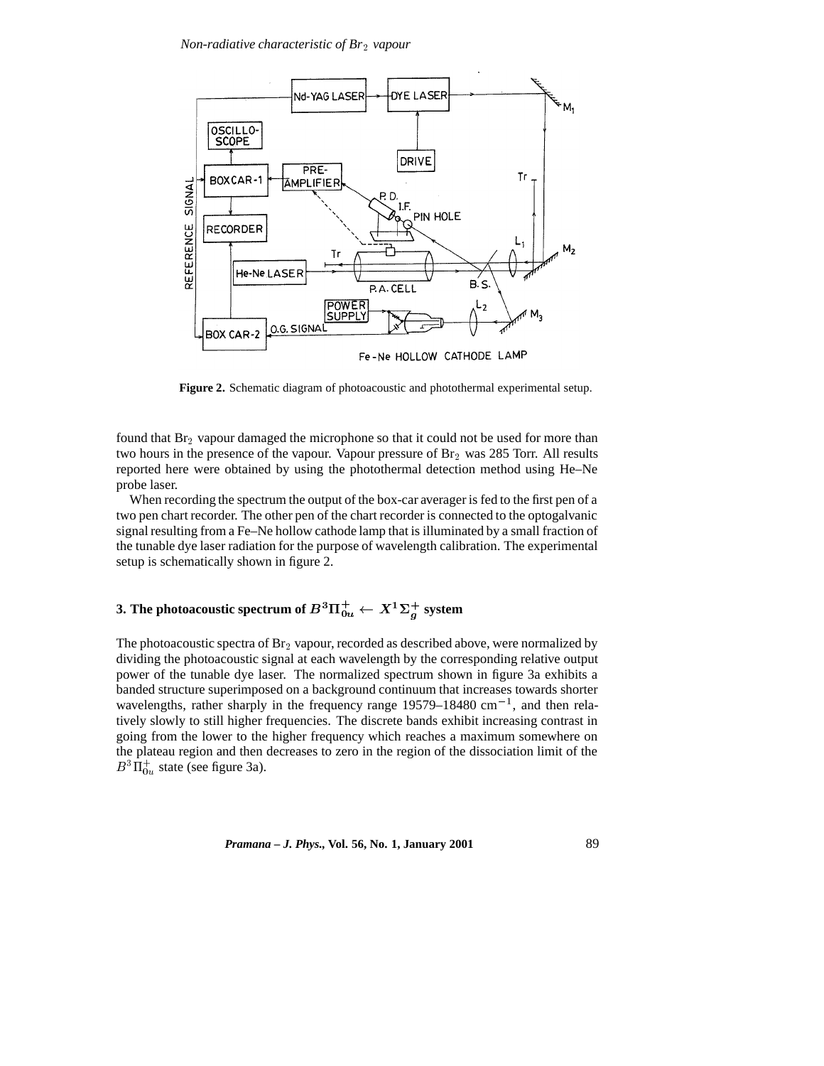Figure 2. Schematic diagram of photoacoustic and photothermal experimental setup.

found that $Br_2$ vapour damaged the microphone so that it could not be used for more than two hours in the presence of the vapour. Vapour pressure of $Br_2$ was 285 Torr. All results reported here were obtained by using the photothermal detection method using He–Ne probe laser.

When recording the spectrum the output of the box-car averager is fed to the first pen of a two pen chart recorder. The other pen of the chart recorder is connected to the optogalvanic signal resulting from a Fe–Ne hollow cathode lamp that is illuminated by a small fraction of the tunable dye laser radiation for the purpose of wavelength calibration. The experimental setup is schematically shown in figure 2.

## 3. The photoacoustic spectrum of $B^3\Pi^+_{0u} \leftarrow X^1\Sigma^+_g$ system

The photoacoustic spectra of $Br_2$ vapour, recorded as described above, were normalized by dividing the photoacoustic signal at each wavelength by the corresponding relative output power of the tunable dye laser. The normalized spectrum shown in figure 3a exhibits a banded structure superimposed on a background continuum that increases towards shorter wavelengths, rather sharply in the frequency range 19579–18480 $cm^{-1}$, and then relatively slowly to still higher frequencies. The discrete bands exhibit increasing contrast in going from the lower to the higher frequency which reaches a maximum somewhere on the plateau region and then decreases to zero in the region of the dissociation limit of the $B^3\Pi^+_{0u}$ state (see figure 3a).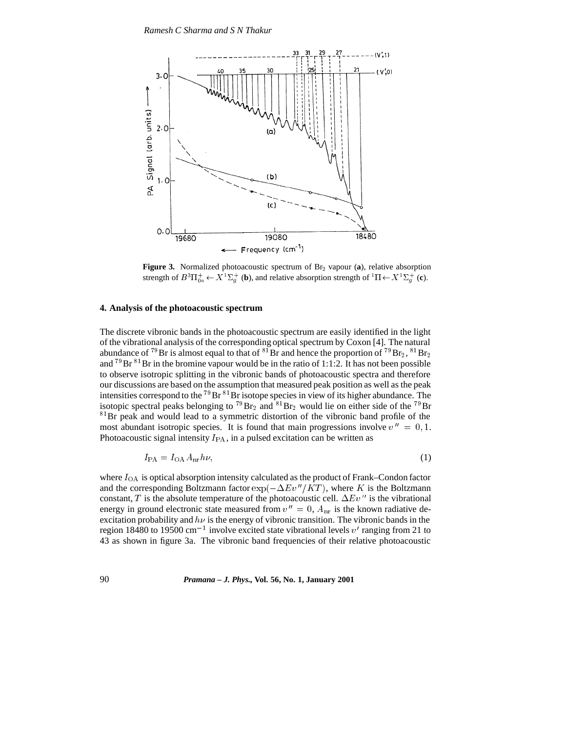**Figure 3.** Normalized photoacoustic spectrum of $Br_2$ vapour (**a**), relative absorption strength of $B^3\Pi^+_{0u} \leftarrow X^1\Sigma^+_g$ (**b**), and relative absorption strength of $^1\Pi \leftarrow X^1\Sigma^+_g$ (**c**).

## 4. Analysis of the photoacoustic spectrum

The discrete vibronic bands in the photoacoustic spectrum are easily identified in the light of the vibrational analysis of the corresponding optical spectrum by Coxon [4]. The natural abundance of $^{79}$Br is almost equal to that of $^{81}$Br and hence the proportion of $^{79}Br_2$, $^{81}Br_2$ and $^{79}$Br$^{81}$Br in the bromine vapour would be in the ratio of 1:1:2. It has not been possible to observe isotropic splitting in the vibronic bands of photoacoustic spectra and therefore our discussions are based on the assumption that measured peak position as well as the peak intensities correspond to the $^{79}$Br$^{81}$Br isotope species in view of its higher abundance. The isotopic spectral peaks belonging to $^{79}Br_2$ and $^{81}Br_2$ would lie on either side of the $^{79}$Br $^{81}$Br peak and would lead to a symmetric distortion of the vibronic band profile of the most abundant isotropic species. It is found that main progressions involve $v'' = 0, 1$. Photoacoustic signal intensity $I_{\rm PA}$, in a pulsed excitation can be written as

$$I_{\rm PA} = I_{\rm OA} A_{\rm nr} h\nu, \tag{1}$$

where $I_{\rm OA}$ is optical absorption intensity calculated as the product of Frank–Condon factor and the corresponding Boltzmann factor $\exp(-\Delta E v''/KT)$, where $K$ is the Boltzmann constant, $T$ is the absolute temperature of the photoacoustic cell. $\Delta E v''$ is the vibrational energy in ground electronic state measured from $v'' = 0$, $A_{\rm nr}$ is the known radiative de-excitation probability and $h\nu$ is the energy of vibronic transition. The vibronic bands in the region 18480 to 19500 cm$^{-1}$ involve excited state vibrational levels $v'$ ranging from 21 to 43 as shown in figure 3a. The vibronic band frequencies of their relative photoacoustic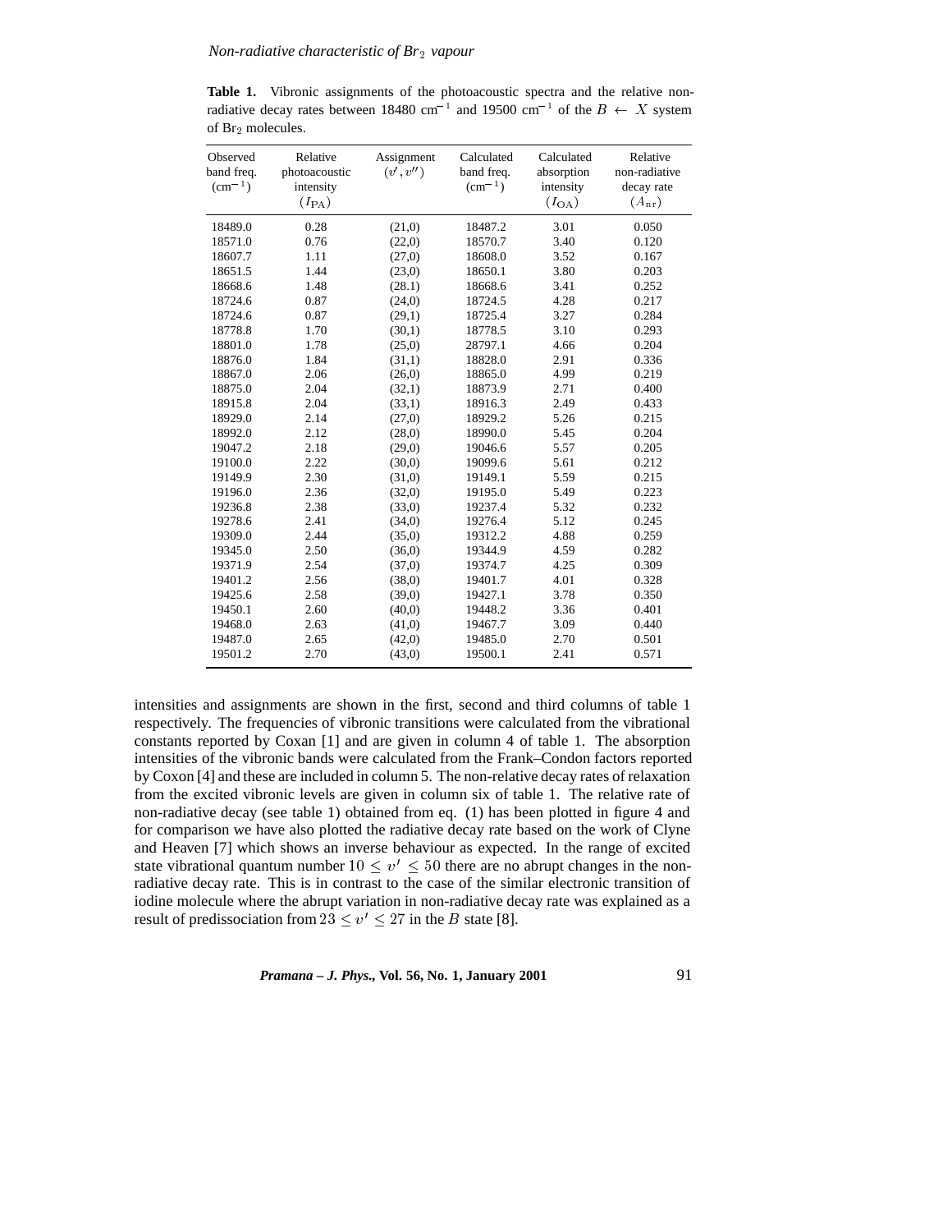**Table 1.** Vibronic assignments of the photoacoustic spectra and the relative non-radiative decay rates between 18480 cm$^{-1}$ and 19500 cm$^{-1}$ of the $B \leftarrow X$ system of $Br_2$ molecules.

| Observed band freq. (cm$^{-1}$) | Relative photoacoustic intensity ($I_{PA}$) | Assignment ($v', v''$) | Calculated band freq. (cm$^{-1}$) | Calculated absorption intensity ($I_{OA}$) | Relative non-radiative decay rate ($A_{nr}$) |
|---|---|---|---|---|---|
| 18489.0 | 0.28 | (21,0) | 18487.2 | 3.01 | 0.050 |
| 18571.0 | 0.76 | (22,0) | 18570.7 | 3.40 | 0.120 |
| 18607.7 | 1.11 | (27,0) | 18608.0 | 3.52 | 0.167 |
| 18651.5 | 1.44 | (23,0) | 18650.1 | 3.80 | 0.203 |
| 18668.6 | 1.48 | (28.1) | 18668.6 | 3.41 | 0.252 |
| 18724.6 | 0.87 | (24,0) | 18724.5 | 4.28 | 0.217 |
| 18724.6 | 0.87 | (29,1) | 18725.4 | 3.27 | 0.284 |
| 18778.8 | 1.70 | (30,1) | 18778.5 | 3.10 | 0.293 |
| 18801.0 | 1.78 | (25,0) | 28797.1 | 4.66 | 0.204 |
| 18876.0 | 1.84 | (31,1) | 18828.0 | 2.91 | 0.336 |
| 18867.0 | 2.06 | (26,0) | 18865.0 | 4.99 | 0.219 |
| 18875.0 | 2.04 | (32,1) | 18873.9 | 2.71 | 0.400 |
| 18915.8 | 2.04 | (33,1) | 18916.3 | 2.49 | 0.433 |
| 18929.0 | 2.14 | (27,0) | 18929.2 | 5.26 | 0.215 |
| 18992.0 | 2.12 | (28,0) | 18990.0 | 5.45 | 0.204 |
| 19047.2 | 2.18 | (29,0) | 19046.6 | 5.57 | 0.205 |
| 19100.0 | 2.22 | (30,0) | 19099.6 | 5.61 | 0.212 |
| 19149.9 | 2.30 | (31,0) | 19149.1 | 5.59 | 0.215 |
| 19196.0 | 2.36 | (32,0) | 19195.0 | 5.49 | 0.223 |
| 19236.8 | 2.38 | (33,0) | 19237.4 | 5.32 | 0.232 |
| 19278.6 | 2.41 | (34,0) | 19276.4 | 5.12 | 0.245 |
| 19309.0 | 2.44 | (35,0) | 19312.2 | 4.88 | 0.259 |
| 19345.0 | 2.50 | (36,0) | 19344.9 | 4.59 | 0.282 |
| 19371.9 | 2.54 | (37,0) | 19374.7 | 4.25 | 0.309 |
| 19401.2 | 2.56 | (38,0) | 19401.7 | 4.01 | 0.328 |
| 19425.6 | 2.58 | (39,0) | 19427.1 | 3.78 | 0.350 |
| 19450.1 | 2.60 | (40,0) | 19448.2 | 3.36 | 0.401 |
| 19468.0 | 2.63 | (41,0) | 19467.7 | 3.09 | 0.440 |
| 19487.0 | 2.65 | (42,0) | 19485.0 | 2.70 | 0.501 |
| 19501.2 | 2.70 | (43,0) | 19500.1 | 2.41 | 0.571 |

intensities and assignments are shown in the first, second and third columns of table 1 respectively. The frequencies of vibronic transitions were calculated from the vibrational constants reported by Coxan [1] and are given in column 4 of table 1. The absorption intensities of the vibronic bands were calculated from the Frank–Condon factors reported by Coxon [4] and these are included in column 5. The non-relative decay rates of relaxation from the excited vibronic levels are given in column six of table 1. The relative rate of non-radiative decay (see table 1) obtained from eq. (1) has been plotted in figure 4 and for comparison we have also plotted the radiative decay rate based on the work of Clyne and Heaven [7] which shows an inverse behaviour as expected. In the range of excited state vibrational quantum number $10 \leq v' \leq 50$ there are no abrupt changes in the non-radiative decay rate. This is in contrast to the case of the similar electronic transition of iodine molecule where the abrupt variation in non-radiative decay rate was explained as a result of predissociation from $23 \leq v' \leq 27$ in the $B$ state [8].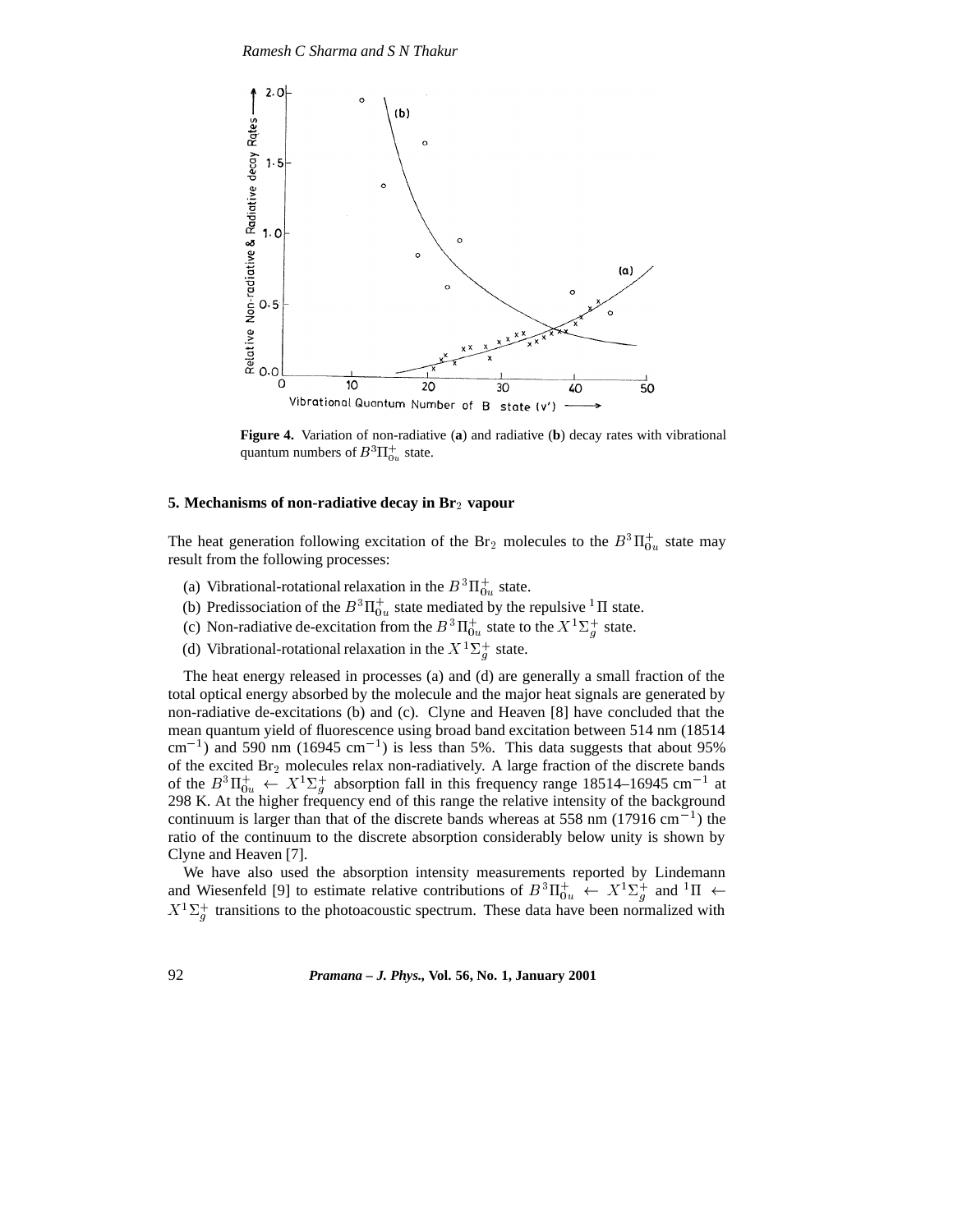Figure 4. Variation of non-radiative (**a**) and radiative (**b**) decay rates with vibrational quantum numbers of $B^3\Pi^+_{0u}$ state.

## 5. Mechanisms of non-radiative decay in $Br_2$ vapour

The heat generation following excitation of the $Br_2$ molecules to the $B^3\Pi^+_{0u}$ state may result from the following processes:

(a) Vibrational-rotational relaxation in the $B^3\Pi^+_{0u}$ state.
(b) Predissociation of the $B^3\Pi^+_{0u}$ state mediated by the repulsive $^1\Pi$ state.
(c) Non-radiative de-excitation from the $B^3\Pi^+_{0u}$ state to the $X^1\Sigma^+_g$ state.
(d) Vibrational-rotational relaxation in the $X^1\Sigma^+_g$ state.

The heat energy released in processes (a) and (d) are generally a small fraction of the total optical energy absorbed by the molecule and the major heat signals are generated by non-radiative de-excitations (b) and (c). Clyne and Heaven [8] have concluded that the mean quantum yield of fluorescence using broad band excitation between 514 nm (18514 cm$^{-1}$) and 590 nm (16945 cm$^{-1}$) is less than 5%. This data suggests that about 95% of the excited $Br_2$ molecules relax non-radiatively. A large fraction of the discrete bands of the $B^3\Pi^+_{0u} \leftarrow X^1\Sigma^+_g$ absorption fall in this frequency range 18514–16945 cm$^{-1}$ at 298 K. At the higher frequency end of this range the relative intensity of the background continuum is larger than that of the discrete bands whereas at 558 nm (17916 cm$^{-1}$) the ratio of the continuum to the discrete absorption considerably below unity is shown by Clyne and Heaven [7].

We have also used the absorption intensity measurements reported by Lindemann and Wiesenfeld [9] to estimate relative contributions of $B^3\Pi^+_{0u} \leftarrow X^1\Sigma^+_g$ and $^1\Pi \leftarrow X^1\Sigma^+_g$ transitions to the photoacoustic spectrum. These data have been normalized with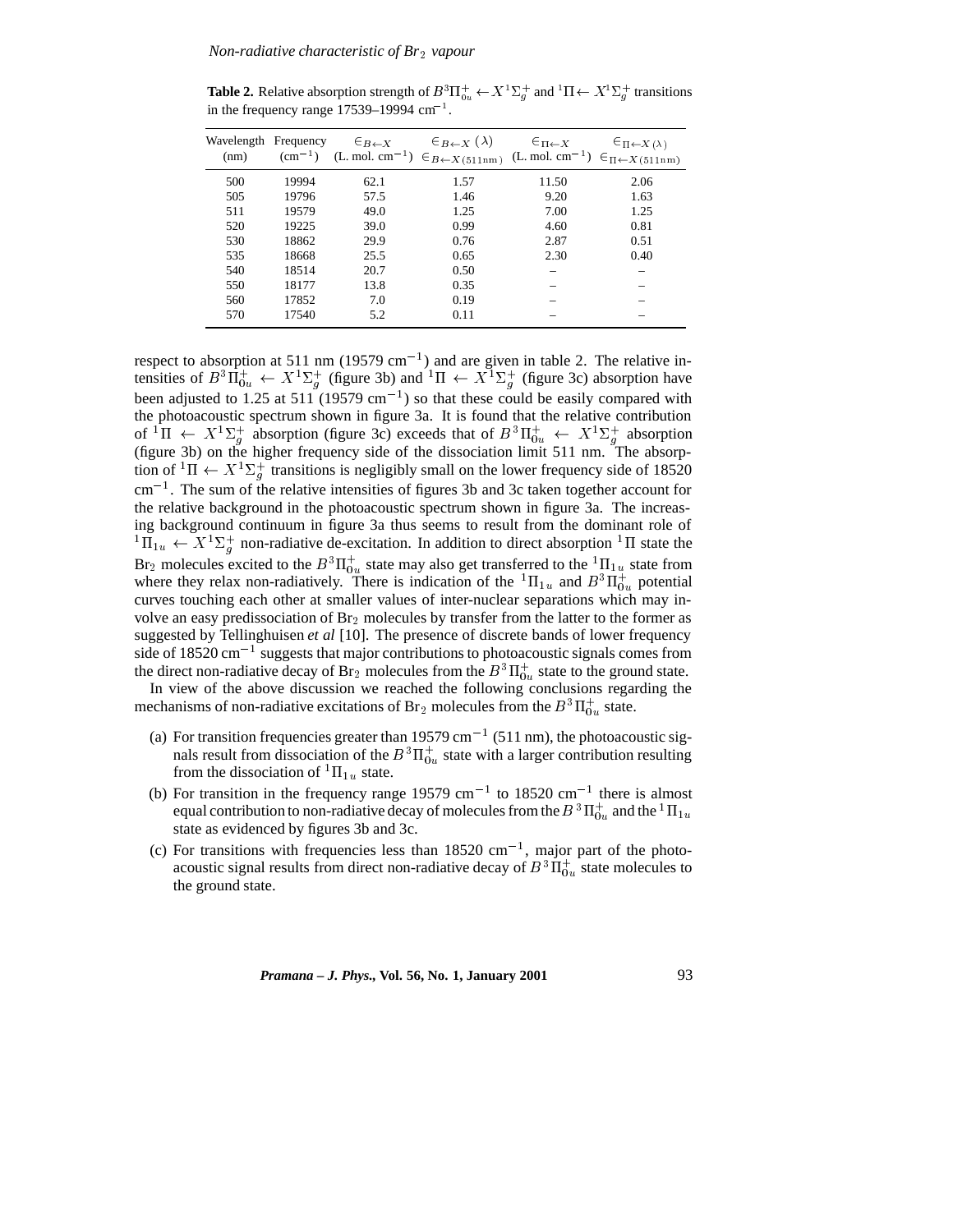**Table 2.** Relative absorption strength of $B^3\Pi^+_{0u} \leftarrow X^1\Sigma^+_g$ and $^1\Pi \leftarrow X^1\Sigma^+_g$ transitions in the frequency range 17539–19994 cm$^{-1}$.

| Wavelength (nm) | Frequency (cm$^{-1}$) | $\in_{B\leftarrow X}$ (L. mol. cm$^{-1}$) | $\frac{\in_{B\leftarrow X}(\lambda)}{\in_{B\leftarrow X(511\text{nm})}}$ | $\in_{\Pi\leftarrow X}$ (L. mol. cm$^{-1}$) | $\frac{\in_{\Pi\leftarrow X(\lambda)}}{\in_{\Pi\leftarrow X(511\text{nm})}}$ |
|---|---|---|---|---|---|
| 500 | 19994 | 62.1 | 1.57 | 11.50 | 2.06 |
| 505 | 19796 | 57.5 | 1.46 | 9.20 | 1.63 |
| 511 | 19579 | 49.0 | 1.25 | 7.00 | 1.25 |
| 520 | 19225 | 39.0 | 0.99 | 4.60 | 0.81 |
| 530 | 18862 | 29.9 | 0.76 | 2.87 | 0.51 |
| 535 | 18668 | 25.5 | 0.65 | 2.30 | 0.40 |
| 540 | 18514 | 20.7 | 0.50 | – | – |
| 550 | 18177 | 13.8 | 0.35 | – | – |
| 560 | 17852 | 7.0 | 0.19 | – | – |
| 570 | 17540 | 5.2 | 0.11 | – | – |

respect to absorption at 511 nm (19579 cm$^{-1}$) and are given in table 2. The relative intensities of $B^3\Pi^+_{0u} \leftarrow X^1\Sigma^+_g$ (figure 3b) and $^1\Pi \leftarrow X^1\Sigma^+_g$ (figure 3c) absorption have been adjusted to 1.25 at 511 (19579 cm$^{-1}$) so that these could be easily compared with the photoacoustic spectrum shown in figure 3a. It is found that the relative contribution of $^1\Pi \leftarrow X^1\Sigma^+_g$ absorption (figure 3c) exceeds that of $B^3\Pi^+_{0u} \leftarrow X^1\Sigma^+_g$ absorption (figure 3b) on the higher frequency side of the dissociation limit 511 nm. The absorption of $^1\Pi \leftarrow X^1\Sigma^+_g$ transitions is negligibly small on the lower frequency side of 18520 cm$^{-1}$. The sum of the relative intensities of figures 3b and 3c taken together account for the relative background in the photoacoustic spectrum shown in figure 3a. The increasing background continuum in figure 3a thus seems to result from the dominant role of $^1\Pi_{1u} \leftarrow X^1\Sigma^+_g$ non-radiative de-excitation. In addition to direct absorption $^1\Pi$ state the $Br_2$ molecules excited to the $B^3\Pi^+_{0u}$ state may also get transferred to the $^1\Pi_{1u}$ state from where they relax non-radiatively. There is indication of the $^1\Pi_{1u}$ and $B^3\Pi^+_{0u}$ potential curves touching each other at smaller values of inter-nuclear separations which may involve an easy predissociation of $Br_2$ molecules by transfer from the latter to the former as suggested by Tellinghuisen *et al* [10]. The presence of discrete bands of lower frequency side of 18520 cm$^{-1}$ suggests that major contributions to photoacoustic signals comes from the direct non-radiative decay of $Br_2$ molecules from the $B^3\Pi^+_{0u}$ state to the ground state.

In view of the above discussion we reached the following conclusions regarding the mechanisms of non-radiative excitations of $Br_2$ molecules from the $B^3\Pi^+_{0u}$ state.

(a) For transition frequencies greater than 19579 cm$^{-1}$ (511 nm), the photoacoustic signals result from dissociation of the $B^3\Pi^+_{0u}$ state with a larger contribution resulting from the dissociation of $^1\Pi_{1u}$ state.

(b) For transition in the frequency range 19579 cm$^{-1}$ to 18520 cm$^{-1}$ there is almost equal contribution to non-radiative decay of molecules from the $B^3\Pi^+_{0u}$ and the $^1\Pi_{1u}$ state as evidenced by figures 3b and 3c.

(c) For transitions with frequencies less than 18520 cm$^{-1}$, major part of the photoacoustic signal results from direct non-radiative decay of $B^3\Pi^+_{0u}$ state molecules to the ground state.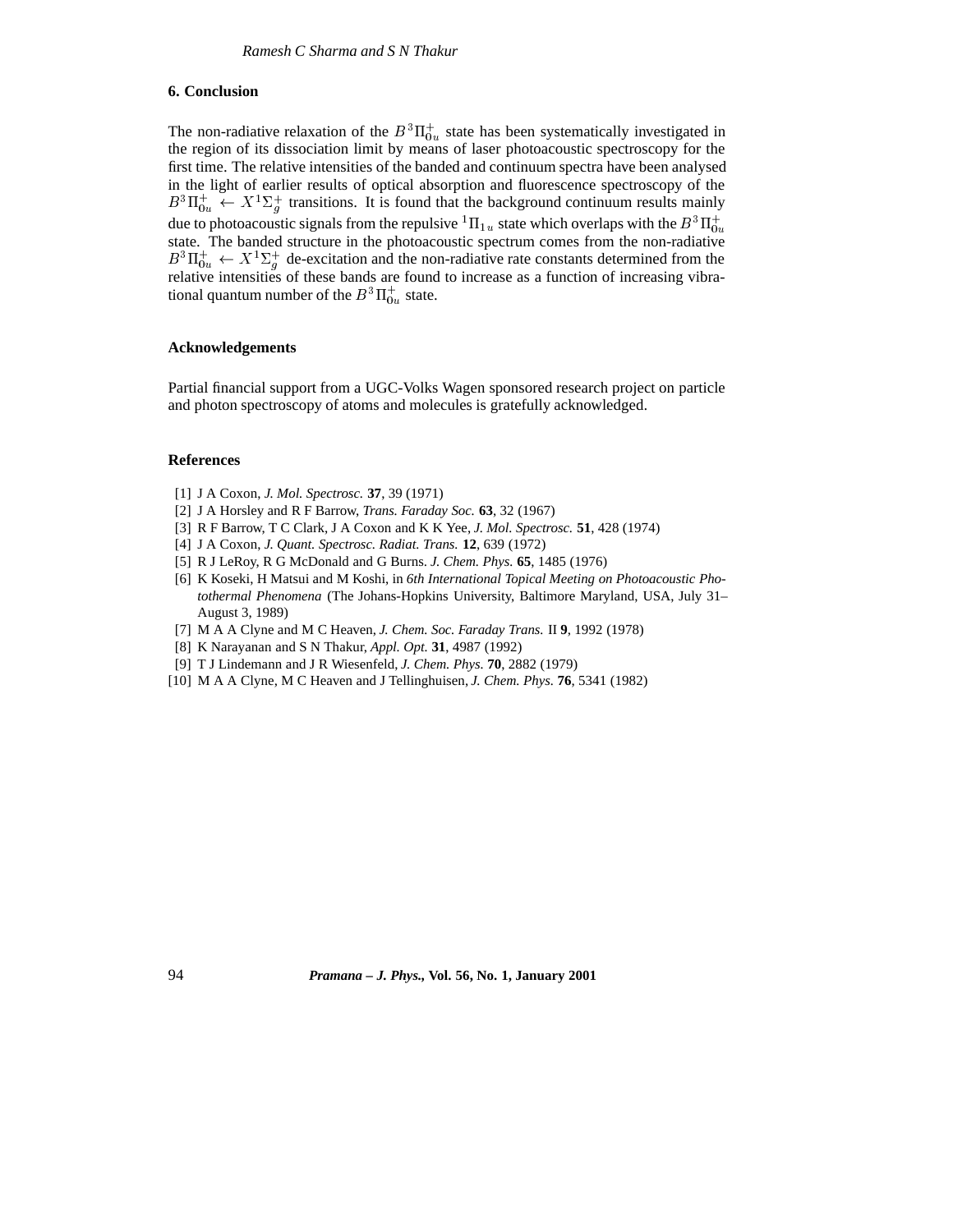## 6. Conclusion

The non-radiative relaxation of the $B^3\Pi^+_{0u}$ state has been systematically investigated in the region of its dissociation limit by means of laser photoacoustic spectroscopy for the first time. The relative intensities of the banded and continuum spectra have been analysed in the light of earlier results of optical absorption and fluorescence spectroscopy of the $B^3\Pi^+_{0u} \leftarrow X^1\Sigma^+_g$ transitions. It is found that the background continuum results mainly due to photoacoustic signals from the repulsive $^1\Pi_{1u}$ state which overlaps with the $B^3\Pi^+_{0u}$ state. The banded structure in the photoacoustic spectrum comes from the non-radiative $B^3\Pi^+_{0u} \leftarrow X^1\Sigma^+_g$ de-excitation and the non-radiative rate constants determined from the relative intensities of these bands are found to increase as a function of increasing vibrational quantum number of the $B^3\Pi^+_{0u}$ state.

## Acknowledgements

Partial financial support from a UGC-Volks Wagen sponsored research project on particle and photon spectroscopy of atoms and molecules is gratefully acknowledged.

## References

[1] J A Coxon, *J. Mol. Spectrosc.* **37**, 39 (1971)
[2] J A Horsley and R F Barrow, *Trans. Faraday Soc.* **63**, 32 (1967)
[3] R F Barrow, T C Clark, J A Coxon and K K Yee, *J. Mol. Spectrosc.* **51**, 428 (1974)
[4] J A Coxon, *J. Quant. Spectrosc. Radiat. Trans.* **12**, 639 (1972)
[5] R J LeRoy, R G McDonald and G Burns. *J. Chem. Phys.* **65**, 1485 (1976)
[6] K Koseki, H Matsui and M Koshi, in *6th International Topical Meeting on Photoacoustic Photothermal Phenomena* (The Johans-Hopkins University, Baltimore Maryland, USA, July 31–August 3, 1989)
[7] M A A Clyne and M C Heaven, *J. Chem. Soc. Faraday Trans.* II **9**, 1992 (1978)
[8] K Narayanan and S N Thakur, *Appl. Opt.* **31**, 4987 (1992)
[9] T J Lindemann and J R Wiesenfeld, *J. Chem. Phys.* **70**, 2882 (1979)
[10] M A A Clyne, M C Heaven and J Tellinghuisen, *J. Chem. Phys.* **76**, 5341 (1982)